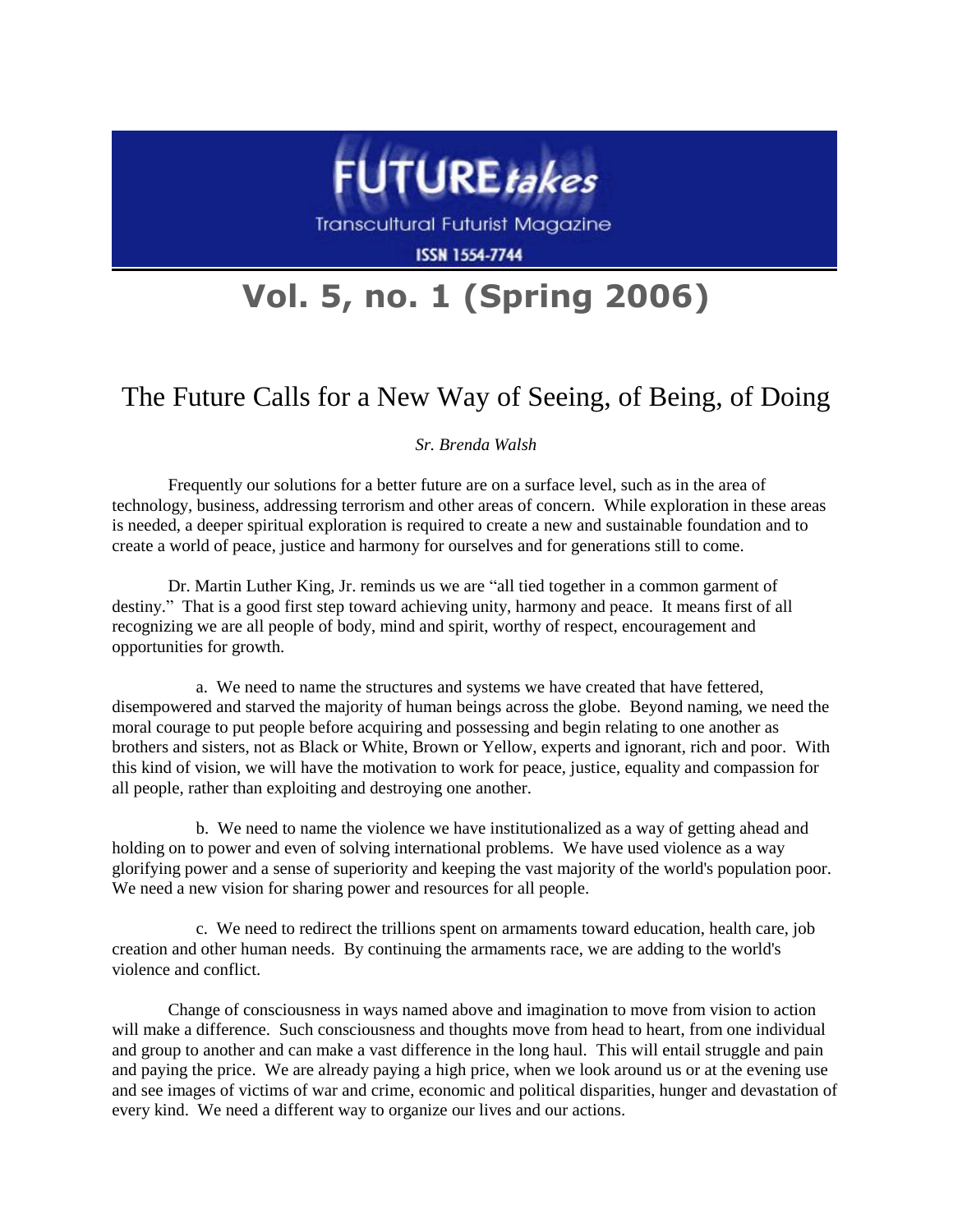# FUTURE *takes*

Transcultural Futurist Magazine

ISSN 1554-7744

## Vol. 5, no. 1 (Spring 2006)

## The Future Calls for a New Way of Seeing, of Being, of Doing

*Sr. Brenda Walsh*

Frequently our solutions for a better future are on a surface level, such as in the area of technology, business, addressing terrorism and other areas of concern. While exploration in these areas is needed, a deeper spiritual exploration is required to create a new and sustainable foundation and to create a world of peace, justice and harmony for ourselves and for generations still to come.

Dr. Martin Luther King, Jr. reminds us we are "all tied together in a common garment of destiny." That is a good first step toward achieving unity, harmony and peace. It means first of all recognizing we are all people of body, mind and spirit, worthy of respect, encouragement and opportunities for growth.

a. We need to name the structures and systems we have created that have fettered, disempowered and starved the majority of human beings across the globe. Beyond naming, we need the moral courage to put people before acquiring and possessing and begin relating to one another as brothers and sisters, not as Black or White, Brown or Yellow, experts and ignorant, rich and poor. With this kind of vision, we will have the motivation to work for peace, justice, equality and compassion for all people, rather than exploiting and destroying one another.

b. We need to name the violence we have institutionalized as a way of getting ahead and holding on to power and even of solving international problems. We have used violence as a way glorifying power and a sense of superiority and keeping the vast majority of the world's population poor. We need a new vision for sharing power and resources for all people.

c. We need to redirect the trillions spent on armaments toward education, health care, job creation and other human needs. By continuing the armaments race, we are adding to the world's violence and conflict.

Change of consciousness in ways named above and imagination to move from vision to action will make a difference. Such consciousness and thoughts move from head to heart, from one individual and group to another and can make a vast difference in the long haul. This will entail struggle and pain and paying the price. We are already paying a high price, when we look around us or at the evening use and see images of victims of war and crime, economic and political disparities, hunger and devastation of every kind. We need a different way to organize our lives and our actions.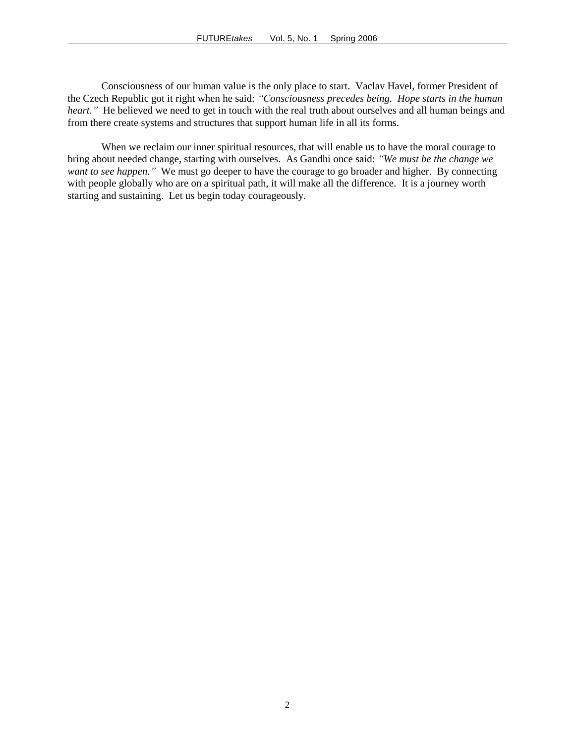Consciousness of our human value is the only place to start. Vaclav Havel, former President of the Czech Republic got it right when he said: *"Consciousness precedes being. Hope starts in the human heart."* He believed we need to get in touch with the real truth about ourselves and all human beings and from there create systems and structures that support human life in all its forms.

When we reclaim our inner spiritual resources, that will enable us to have the moral courage to bring about needed change, starting with ourselves. As Gandhi once said: *"We must be the change we want to see happen."* We must go deeper to have the courage to go broader and higher. By connecting with people globally who are on a spiritual path, it will make all the difference. It is a journey worth starting and sustaining. Let us begin today courageously.